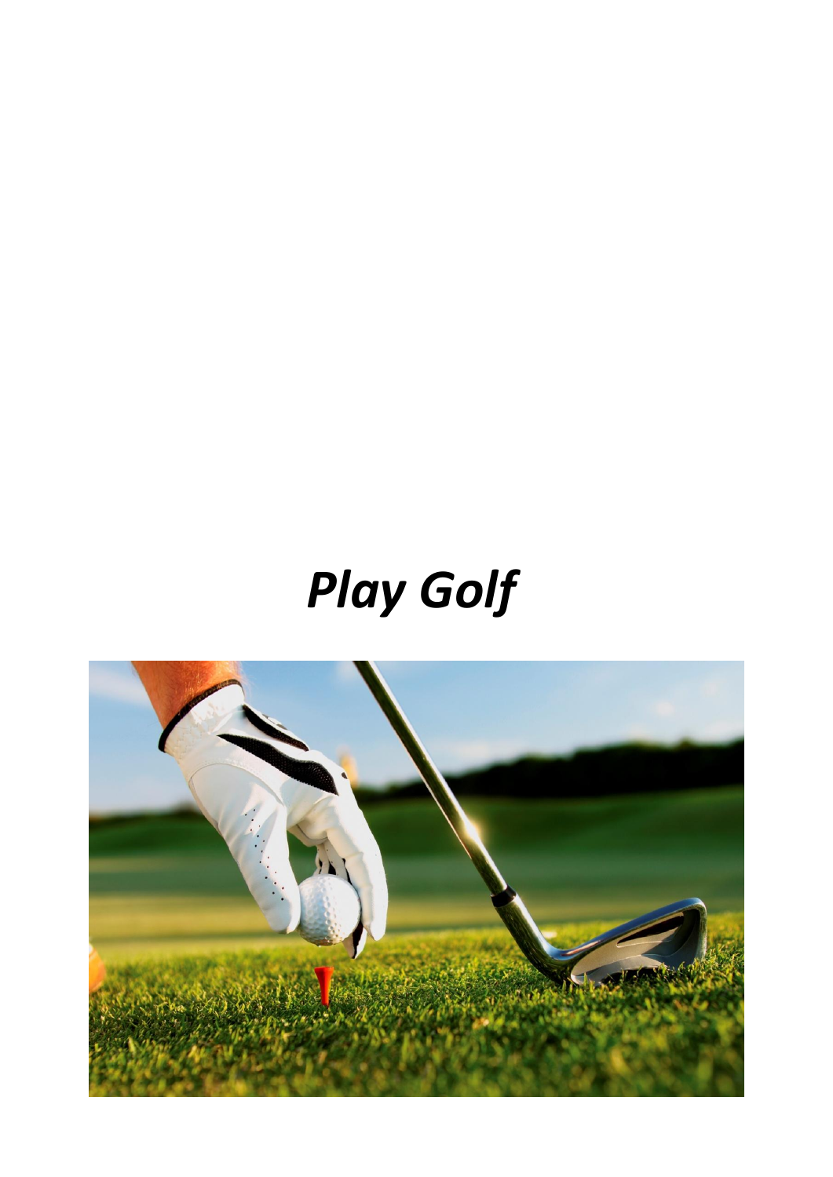# *Play Golf*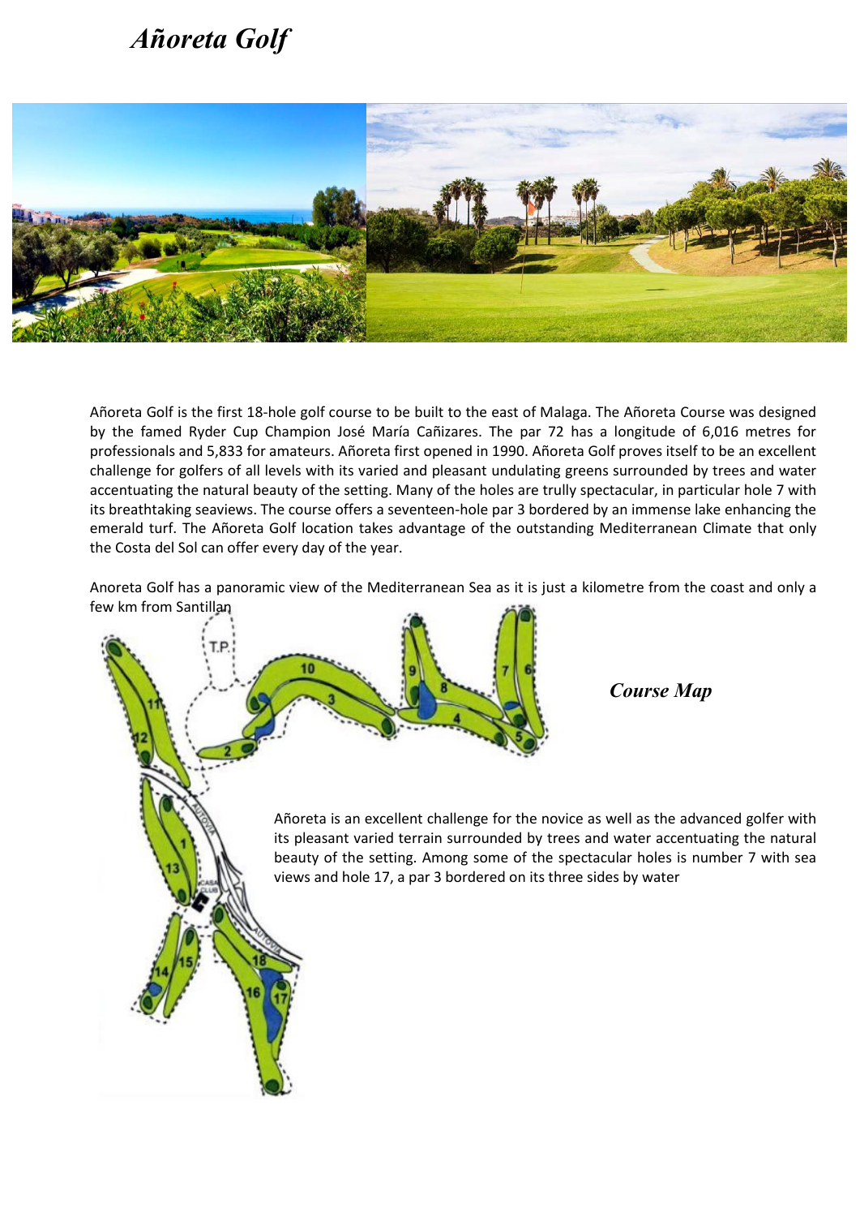# *Añoreta Golf*

Añoreta Golf is the first 18-hole golf course to be built to the east of Malaga. The Añoreta Course was designed by the famed Ryder Cup Champion José María Cañizares. The par 72 has a longitude of 6,016 metres for professionals and 5,833 for amateurs. Añoreta first opened in 1990. Añoreta Golf proves itself to be an excellent challenge for golfers of all levels with its varied and pleasant undulating greens surrounded by trees and water accentuating the natural beauty of the setting. Many of the holes are trully spectacular, in particular hole 7 with its breathtaking seaviews. The course offers a seventeen-hole par 3 bordered by an immense lake enhancing the emerald turf. The Añoreta Golf location takes advantage of the outstanding Mediterranean Climate that only the Costa del Sol can offer every day of the year.

Anoreta Golf has a panoramic view of the Mediterranean Sea as it is just a kilometre from the coast and only a few km from Santillan

## *Course Map*

Añoreta is an excellent challenge for the novice as well as the advanced golfer with its pleasant varied terrain surrounded by trees and water accentuating the natural beauty of the setting. Among some of the spectacular holes is number 7 with sea views and hole 17, a par 3 bordered on its three sides by water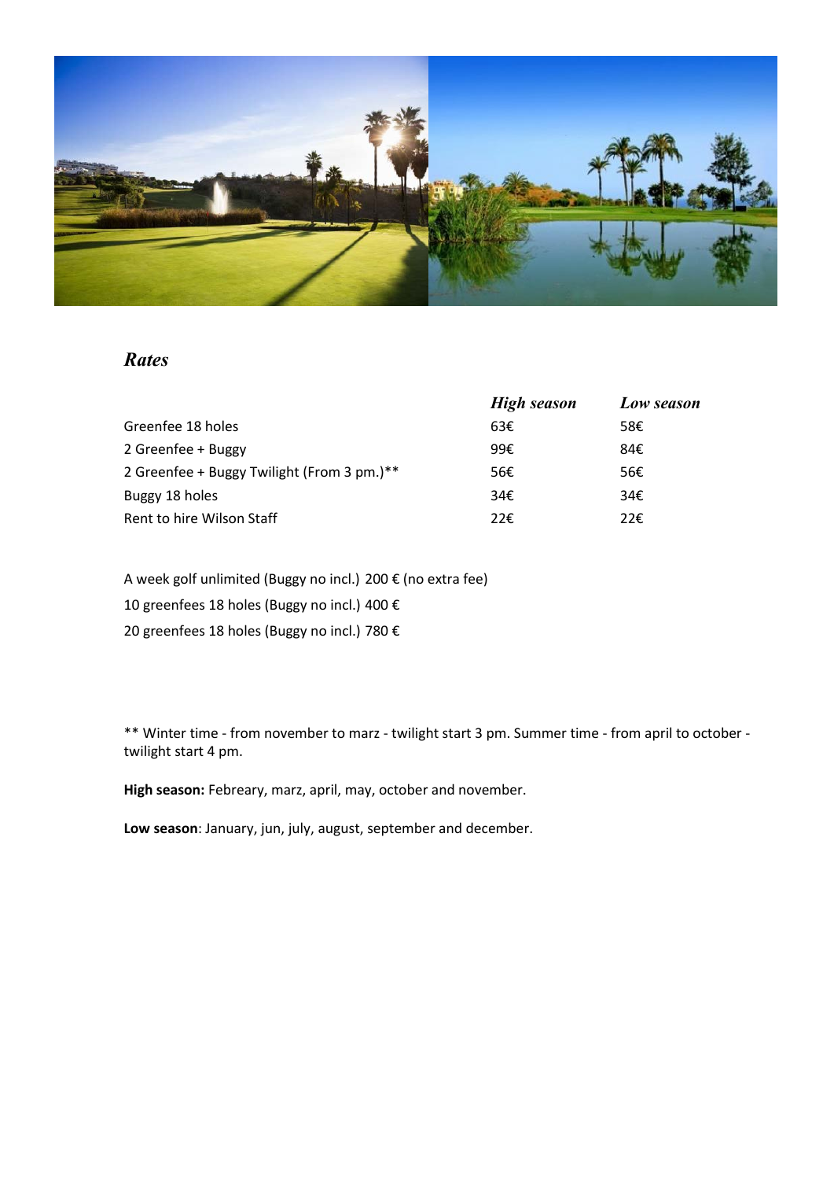## *Rates*

| | ***High season*** | ***Low season*** |
|---|---|---|
| Greenfee 18 holes | 63€ | 58€ |
| 2 Greenfee + Buggy | 99€ | 84€ |
| 2 Greenfee + Buggy Twilight (From 3 pm.)** | 56€ | 56€ |
| Buggy 18 holes | 34€ | 34€ |
| Rent to hire Wilson Staff | 22€ | 22€ |

A week golf unlimited (Buggy no incl.) 200 € (no extra fee)

10 greenfees 18 holes (Buggy no incl.) 400 €

20 greenfees 18 holes (Buggy no incl.) 780 €

** Winter time - from november to marz - twilight start 3 pm. Summer time - from april to october - twilight start 4 pm.

**High season:** Febreary, marz, april, may, october and november.

**Low season**: January, jun, july, august, september and december.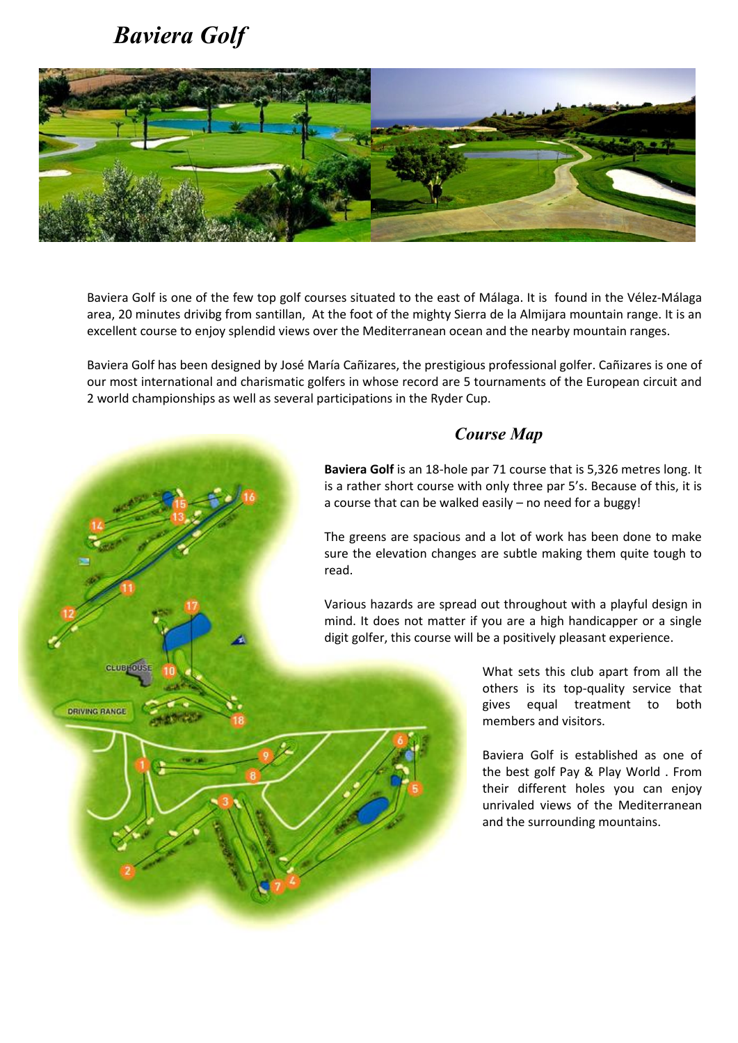# *Baviera Golf*

Baviera Golf is one of the few top golf courses situated to the east of Málaga. It is found in the Vélez-Málaga area, 20 minutes drivibg from santillan, At the foot of the mighty Sierra de la Almijara mountain range. It is an excellent course to enjoy splendid views over the Mediterranean ocean and the nearby mountain ranges.

Baviera Golf has been designed by José María Cañizares, the prestigious professional golfer. Cañizares is one of our most international and charismatic golfers in whose record are 5 tournaments of the European circuit and 2 world championships as well as several participations in the Ryder Cup.

## *Course Map*

**Baviera Golf** is an 18-hole par 71 course that is 5,326 metres long. It is a rather short course with only three par 5's. Because of this, it is a course that can be walked easily – no need for a buggy!

The greens are spacious and a lot of work has been done to make sure the elevation changes are subtle making them quite tough to read.

Various hazards are spread out throughout with a playful design in mind. It does not matter if you are a high handicapper or a single digit golfer, this course will be a positively pleasant experience.

What sets this club apart from all the others is its top-quality service that gives equal treatment to both members and visitors.

Baviera Golf is established as one of the best golf Pay & Play World . From their different holes you can enjoy unrivaled views of the Mediterranean and the surrounding mountains.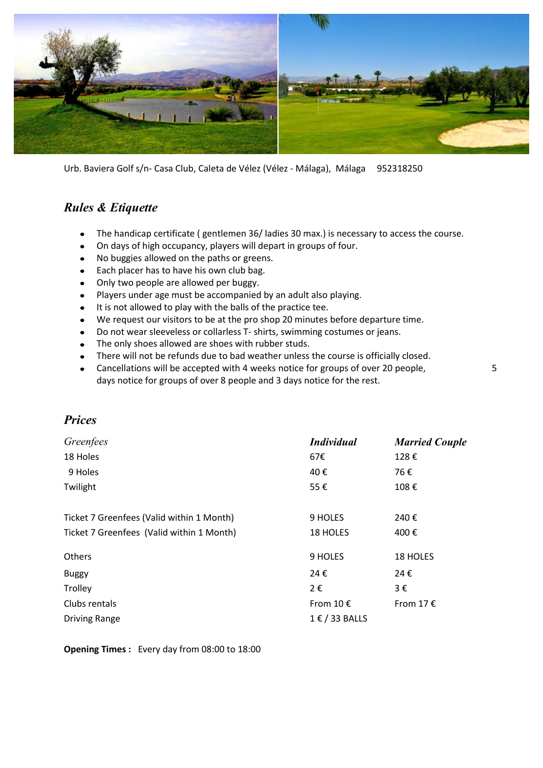Urb. Baviera Golf s/n- Casa Club, Caleta de Vélez (Vélez - Málaga), Málaga 952318250

## *Rules & Etiquette*

- The handicap certificate ( gentlemen 36/ ladies 30 max.) is necessary to access the course.
- On days of high occupancy, players will depart in groups of four.
- No buggies allowed on the paths or greens.
- Each placer has to have his own club bag.
- Only two people are allowed per buggy.
- Players under age must be accompanied by an adult also playing.
- It is not allowed to play with the balls of the practice tee.
- We request our visitors to be at the pro shop 20 minutes before departure time.
- Do not wear sleeveless or collarless T- shirts, swimming costumes or jeans.
- The only shoes allowed are shoes with rubber studs.
- There will not be refunds due to bad weather unless the course is officially closed.
- Cancellations will be accepted with 4 weeks notice for groups of over 20 people, 5 days notice for groups of over 8 people and 3 days notice for the rest.

## *Prices*

| *Greenfees* | ***Individual*** | ***Married Couple*** |
|---|---|---|
| 18 Holes | 67€ | 128 € |
| 9 Holes | 40 € | 76 € |
| Twilight | 55 € | 108 € |
| Ticket 7 Greenfees (Valid within 1 Month) | 9 HOLES | 240 € |
| Ticket 7 Greenfees (Valid within 1 Month) | 18 HOLES | 400 € |

| Others | 9 HOLES | 18 HOLES |
|---|---|---|
| Buggy | 24 € | 24 € |
| Trolley | 2 € | 3 € |
| Clubs rentals | From 10 € | From 17 € |
| Driving Range | 1 € / 33 BALLS | |

**Opening Times :** Every day from 08:00 to 18:00